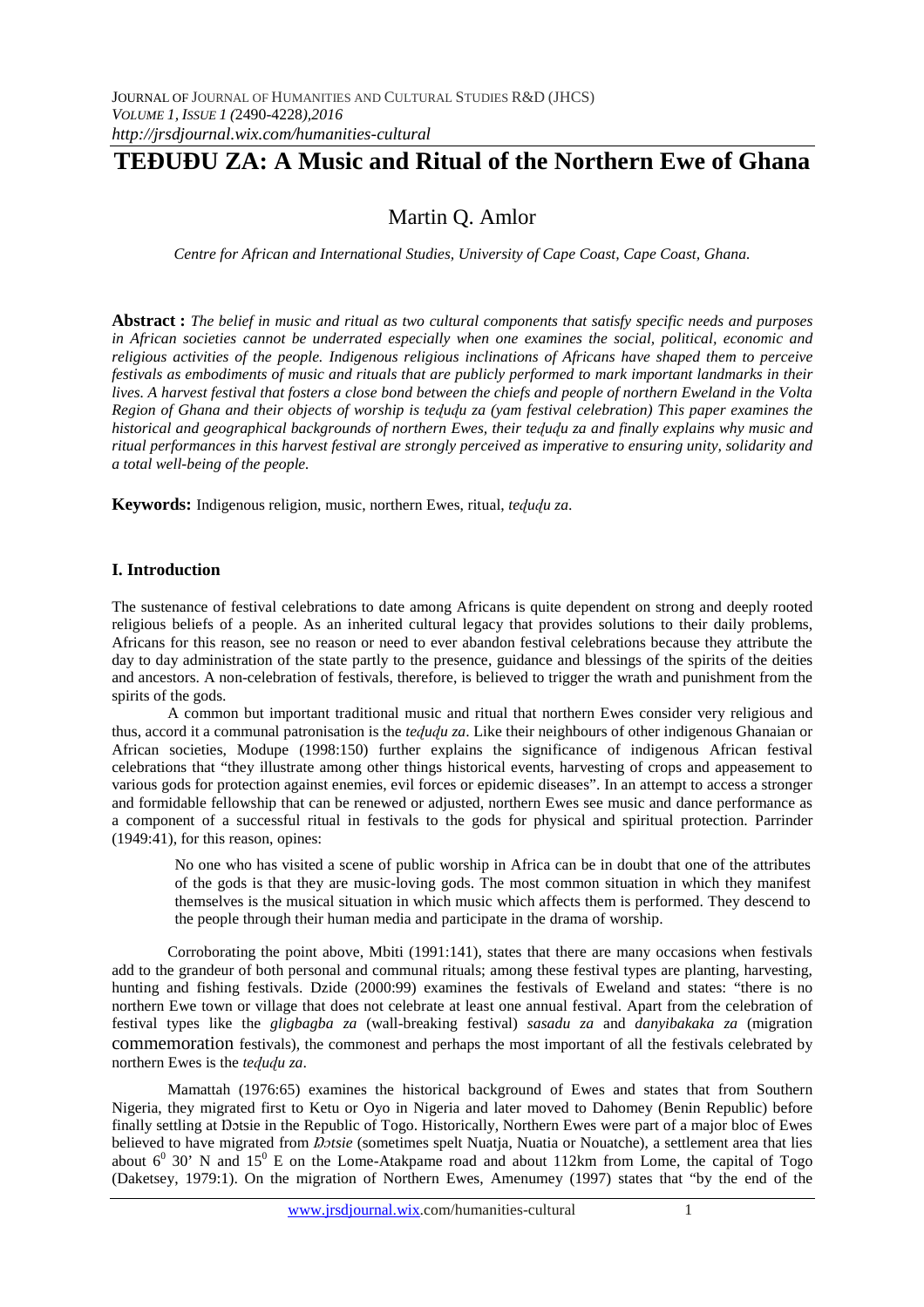# TEĐUĐU ZA: A Music and Ritual of the Northern Ewe of Ghana

Martin Q. Amlor

*Centre for African and International Studies, University of Cape Coast, Cape Coast, Ghana.*

**Abstract :** *The belief in music and ritual as two cultural components that satisfy specific needs and purposes in African societies cannot be underrated especially when one examines the social, political, economic and religious activities of the people. Indigenous religious inclinations of Africans have shaped them to perceive festivals as embodiments of music and rituals that are publicly performed to mark important landmarks in their lives. A harvest festival that fosters a close bond between the chiefs and people of northern Eweland in the Volta Region of Ghana and their objects of worship is teɖuɖu za (yam festival celebration) This paper examines the historical and geographical backgrounds of northern Ewes, their teɖuɖu za and finally explains why music and ritual performances in this harvest festival are strongly perceived as imperative to ensuring unity, solidarity and a total well-being of the people.*

**Keywords:** Indigenous religion, music, northern Ewes, ritual, *teɖuɖu za*.

## I. Introduction

The sustenance of festival celebrations to date among Africans is quite dependent on strong and deeply rooted religious beliefs of a people. As an inherited cultural legacy that provides solutions to their daily problems, Africans for this reason, see no reason or need to ever abandon festival celebrations because they attribute the day to day administration of the state partly to the presence, guidance and blessings of the spirits of the deities and ancestors. A non-celebration of festivals, therefore, is believed to trigger the wrath and punishment from the spirits of the gods.

A common but important traditional music and ritual that northern Ewes consider very religious and thus, accord it a communal patronisation is the *teɖuɖu za*. Like their neighbours of other indigenous Ghanaian or African societies, Modupe (1998:150) further explains the significance of indigenous African festival celebrations that "they illustrate among other things historical events, harvesting of crops and appeasement to various gods for protection against enemies, evil forces or epidemic diseases". In an attempt to access a stronger and formidable fellowship that can be renewed or adjusted, northern Ewes see music and dance performance as a component of a successful ritual in festivals to the gods for physical and spiritual protection. Parrinder (1949:41), for this reason, opines:

> No one who has visited a scene of public worship in Africa can be in doubt that one of the attributes of the gods is that they are music-loving gods. The most common situation in which they manifest themselves is the musical situation in which music which affects them is performed. They descend to the people through their human media and participate in the drama of worship.

Corroborating the point above, Mbiti (1991:141), states that there are many occasions when festivals add to the grandeur of both personal and communal rituals; among these festival types are planting, harvesting, hunting and fishing festivals. Dzide (2000:99) examines the festivals of Eweland and states: "there is no northern Ewe town or village that does not celebrate at least one annual festival. Apart from the celebration of festival types like the *gligbagba za* (wall-breaking festival) *sasadu za* and *danyibakaka za* (migration commemoration festivals), the commonest and perhaps the most important of all the festivals celebrated by northern Ewes is the *teɖuɖu za*.

Mamattah (1976:65) examines the historical background of Ewes and states that from Southern Nigeria, they migrated first to Ketu or Oyo in Nigeria and later moved to Dahomey (Benin Republic) before finally settling at Ŋɔtsie in the Republic of Togo. Historically, Northern Ewes were part of a major bloc of Ewes believed to have migrated from *Ŋɔtsie* (sometimes spelt Nuatja, Nuatia or Nouatche), a settlement area that lies about $6^0$ 30' N and $15^0$ E on the Lome-Atakpame road and about 112km from Lome, the capital of Togo (Daketsey, 1979:1). On the migration of Northern Ewes, Amenumey (1997) states that "by the end of the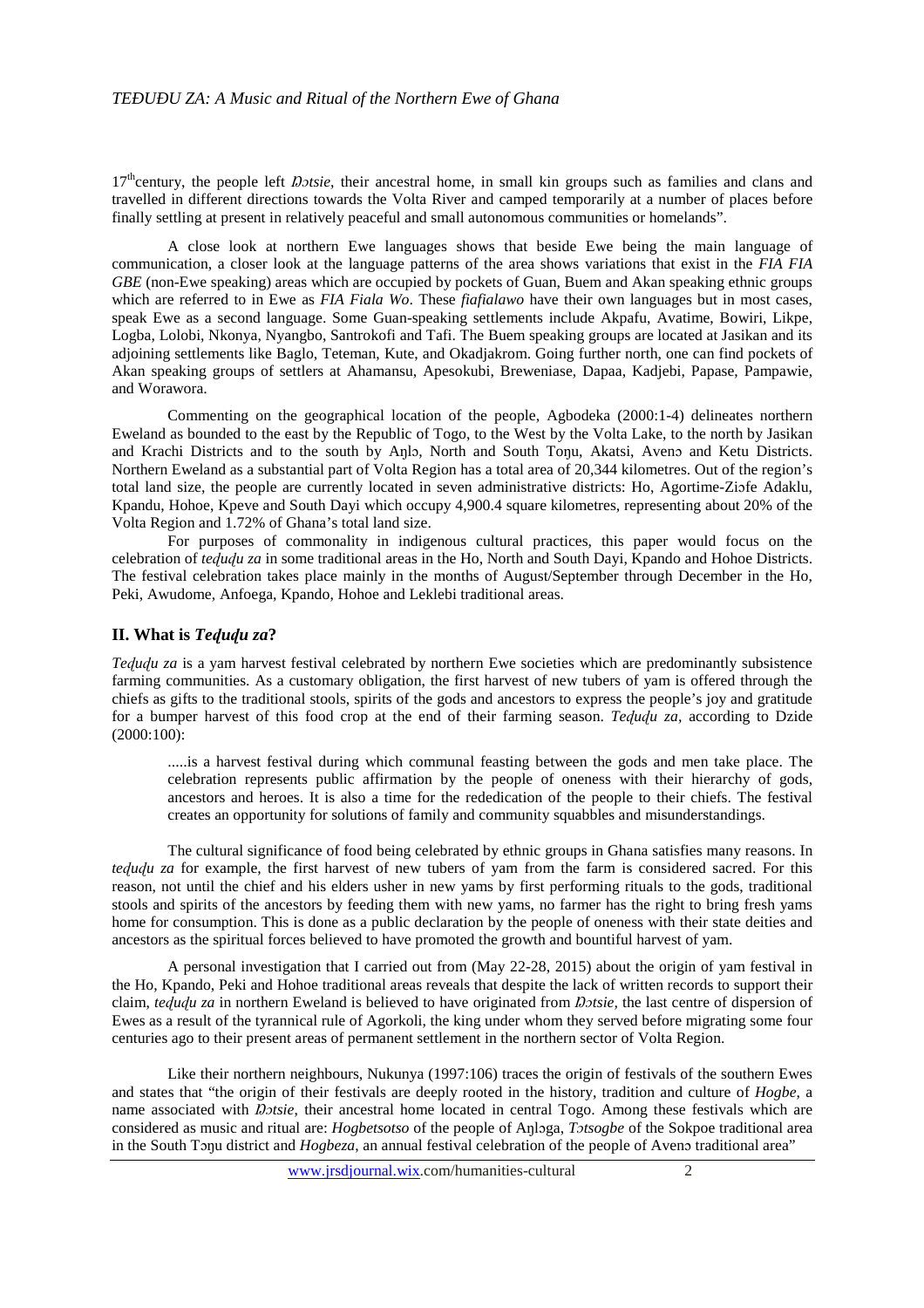17th century, the people left *Ŋɔtsie,* their ancestral home, in small kin groups such as families and clans and travelled in different directions towards the Volta River and camped temporarily at a number of places before finally settling at present in relatively peaceful and small autonomous communities or homelands".

A close look at northern Ewe languages shows that beside Ewe being the main language of communication, a closer look at the language patterns of the area shows variations that exist in the *FIA FIA GBE* (non-Ewe speaking) areas which are occupied by pockets of Guan, Buem and Akan speaking ethnic groups which are referred to in Ewe as *FIA Fiala Wo*. These *fiafialawo* have their own languages but in most cases, speak Ewe as a second language. Some Guan-speaking settlements include Akpafu, Avatime, Bowiri, Likpe, Logba, Lolobi, Nkonya, Nyangbo, Santrokofi and Tafi. The Buem speaking groups are located at Jasikan and its adjoining settlements like Baglo, Teteman, Kute, and Okadjakrom. Going further north, one can find pockets of Akan speaking groups of settlers at Ahamansu, Apesokubi, Breweniase, Dapaa, Kadjebi, Papase, Pampawie, and Worawora.

Commenting on the geographical location of the people, Agbodeka (2000:1-4) delineates northern Eweland as bounded to the east by the Republic of Togo, to the West by the Volta Lake, to the north by Jasikan and Krachi Districts and to the south by Aŋlɔ, North and South Toŋu, Akatsi, Avenɔ and Ketu Districts. Northern Eweland as a substantial part of Volta Region has a total area of 20,344 kilometres. Out of the region's total land size, the people are currently located in seven administrative districts: Ho, Agortime-Ziɔfe Adaklu, Kpandu, Hohoe, Kpeve and South Dayi which occupy 4,900.4 square kilometres, representing about 20% of the Volta Region and 1.72% of Ghana's total land size.

For purposes of commonality in indigenous cultural practices, this paper would focus on the celebration of *teɖuɖu za* in some traditional areas in the Ho, North and South Dayi, Kpando and Hohoe Districts. The festival celebration takes place mainly in the months of August/September through December in the Ho, Peki, Awudome, Anfoega, Kpando, Hohoe and Leklebi traditional areas.

## II. What is *Teɖuɖu za*?

*Teɖuɖu za* is a yam harvest festival celebrated by northern Ewe societies which are predominantly subsistence farming communities. As a customary obligation, the first harvest of new tubers of yam is offered through the chiefs as gifts to the traditional stools, spirits of the gods and ancestors to express the people's joy and gratitude for a bumper harvest of this food crop at the end of their farming season. *Teɖuɖu za,* according to Dzide (2000:100):

> .....is a harvest festival during which communal feasting between the gods and men take place. The celebration represents public affirmation by the people of oneness with their hierarchy of gods, ancestors and heroes. It is also a time for the rededication of the people to their chiefs. The festival creates an opportunity for solutions of family and community squabbles and misunderstandings.

The cultural significance of food being celebrated by ethnic groups in Ghana satisfies many reasons. In *teɖuɖu za* for example, the first harvest of new tubers of yam from the farm is considered sacred. For this reason, not until the chief and his elders usher in new yams by first performing rituals to the gods, traditional stools and spirits of the ancestors by feeding them with new yams, no farmer has the right to bring fresh yams home for consumption. This is done as a public declaration by the people of oneness with their state deities and ancestors as the spiritual forces believed to have promoted the growth and bountiful harvest of yam.

A personal investigation that I carried out from (May 22-28, 2015) about the origin of yam festival in the Ho, Kpando, Peki and Hohoe traditional areas reveals that despite the lack of written records to support their claim, *teɖuɖu za* in northern Eweland is believed to have originated from *Ŋɔtsie,* the last centre of dispersion of Ewes as a result of the tyrannical rule of Agorkoli, the king under whom they served before migrating some four centuries ago to their present areas of permanent settlement in the northern sector of Volta Region.

Like their northern neighbours, Nukunya (1997:106) traces the origin of festivals of the southern Ewes and states that "the origin of their festivals are deeply rooted in the history, tradition and culture of *Hogbe*, a name associated with *Ŋɔtsie*, their ancestral home located in central Togo. Among these festivals which are considered as music and ritual are: *Hogbetsotso* of the people of Aŋlɔga, *Tɔtsogbe* of the Sokpoe traditional area in the South Tɔŋu district and *Hogbeza*, an annual festival celebration of the people of Avenɔ traditional area"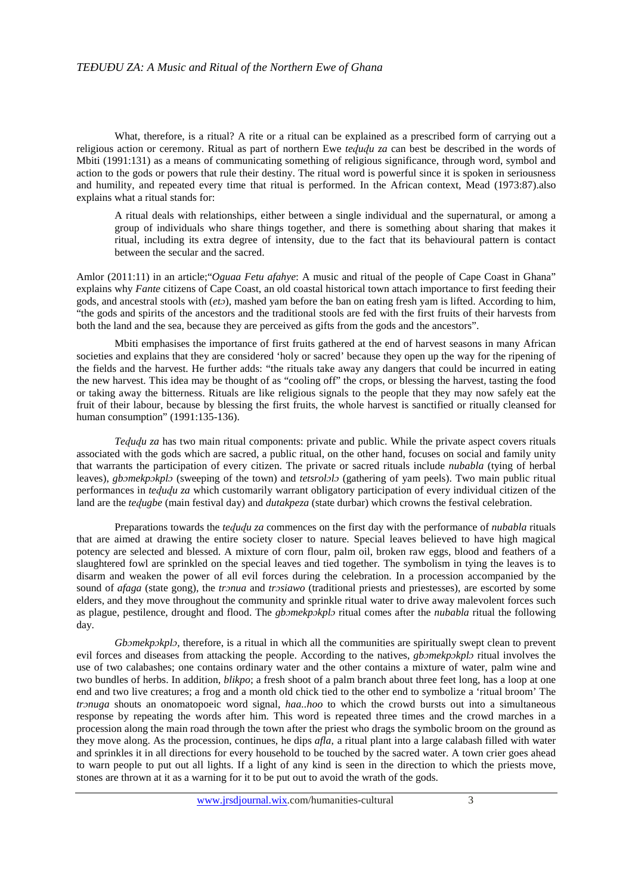What, therefore, is a ritual? A rite or a ritual can be explained as a prescribed form of carrying out a religious action or ceremony. Ritual as part of northern Ewe *teḍuḍu za* can best be described in the words of Mbiti (1991:131) as a means of communicating something of religious significance, through word, symbol and action to the gods or powers that rule their destiny. The ritual word is powerful since it is spoken in seriousness and humility, and repeated every time that ritual is performed. In the African context, Mead (1973:87).also explains what a ritual stands for:

> A ritual deals with relationships, either between a single individual and the supernatural, or among a group of individuals who share things together, and there is something about sharing that makes it ritual, including its extra degree of intensity, due to the fact that its behavioural pattern is contact between the secular and the sacred.

Amlor (2011:11) in an article;"*Oguaa Fetu afahye*: A music and ritual of the people of Cape Coast in Ghana" explains why *Fante* citizens of Cape Coast, an old coastal historical town attach importance to first feeding their gods, and ancestral stools with (*etɔ*), mashed yam before the ban on eating fresh yam is lifted. According to him, "the gods and spirits of the ancestors and the traditional stools are fed with the first fruits of their harvests from both the land and the sea, because they are perceived as gifts from the gods and the ancestors".

Mbiti emphasises the importance of first fruits gathered at the end of harvest seasons in many African societies and explains that they are considered 'holy or sacred' because they open up the way for the ripening of the fields and the harvest. He further adds: "the rituals take away any dangers that could be incurred in eating the new harvest. This idea may be thought of as "cooling off" the crops, or blessing the harvest, tasting the food or taking away the bitterness. Rituals are like religious signals to the people that they may now safely eat the fruit of their labour, because by blessing the first fruits, the whole harvest is sanctified or ritually cleansed for human consumption" (1991:135-136).

*Teḍuḍu za* has two main ritual components: private and public. While the private aspect covers rituals associated with the gods which are sacred, a public ritual, on the other hand, focuses on social and family unity that warrants the participation of every citizen. The private or sacred rituals include *nubabla* (tying of herbal leaves), *gbɔmekpɔkplɔ* (sweeping of the town) and *tetsrolɔlɔ* (gathering of yam peels). Two main public ritual performances in *teḍuḍu za* which customarily warrant obligatory participation of every individual citizen of the land are the *teḍugbe* (main festival day) and *dutakpeza* (state durbar) which crowns the festival celebration.

Preparations towards the *teḍuḍu za* commences on the first day with the performance of *nubabla* rituals that are aimed at drawing the entire society closer to nature. Special leaves believed to have high magical potency are selected and blessed. A mixture of corn flour, palm oil, broken raw eggs, blood and feathers of a slaughtered fowl are sprinkled on the special leaves and tied together. The symbolism in tying the leaves is to disarm and weaken the power of all evil forces during the celebration. In a procession accompanied by the sound of *afaga* (state gong), the *trɔnua* and *trɔsiawo* (traditional priests and priestesses), are escorted by some elders, and they move throughout the community and sprinkle ritual water to drive away malevolent forces such as plague, pestilence, drought and flood. The *gbɔmekpɔkplɔ* ritual comes after the *nubabla* ritual the following day.

*Gbɔmekpɔkplɔ,* therefore, is a ritual in which all the communities are spiritually swept clean to prevent evil forces and diseases from attacking the people. According to the natives, *gbɔmekpɔkplɔ* ritual involves the use of two calabashes; one contains ordinary water and the other contains a mixture of water, palm wine and two bundles of herbs. In addition, *blikpo*; a fresh shoot of a palm branch about three feet long, has a loop at one end and two live creatures; a frog and a month old chick tied to the other end to symbolize a 'ritual broom' The *trɔnuga* shouts an onomatopoeic word signal, *haa..hoo* to which the crowd bursts out into a simultaneous response by repeating the words after him. This word is repeated three times and the crowd marches in a procession along the main road through the town after the priest who drags the symbolic broom on the ground as they move along. As the procession, continues, he dips *afla*, a ritual plant into a large calabash filled with water and sprinkles it in all directions for every household to be touched by the sacred water. A town crier goes ahead to warn people to put out all lights. If a light of any kind is seen in the direction to which the priests move, stones are thrown at it as a warning for it to be put out to avoid the wrath of the gods.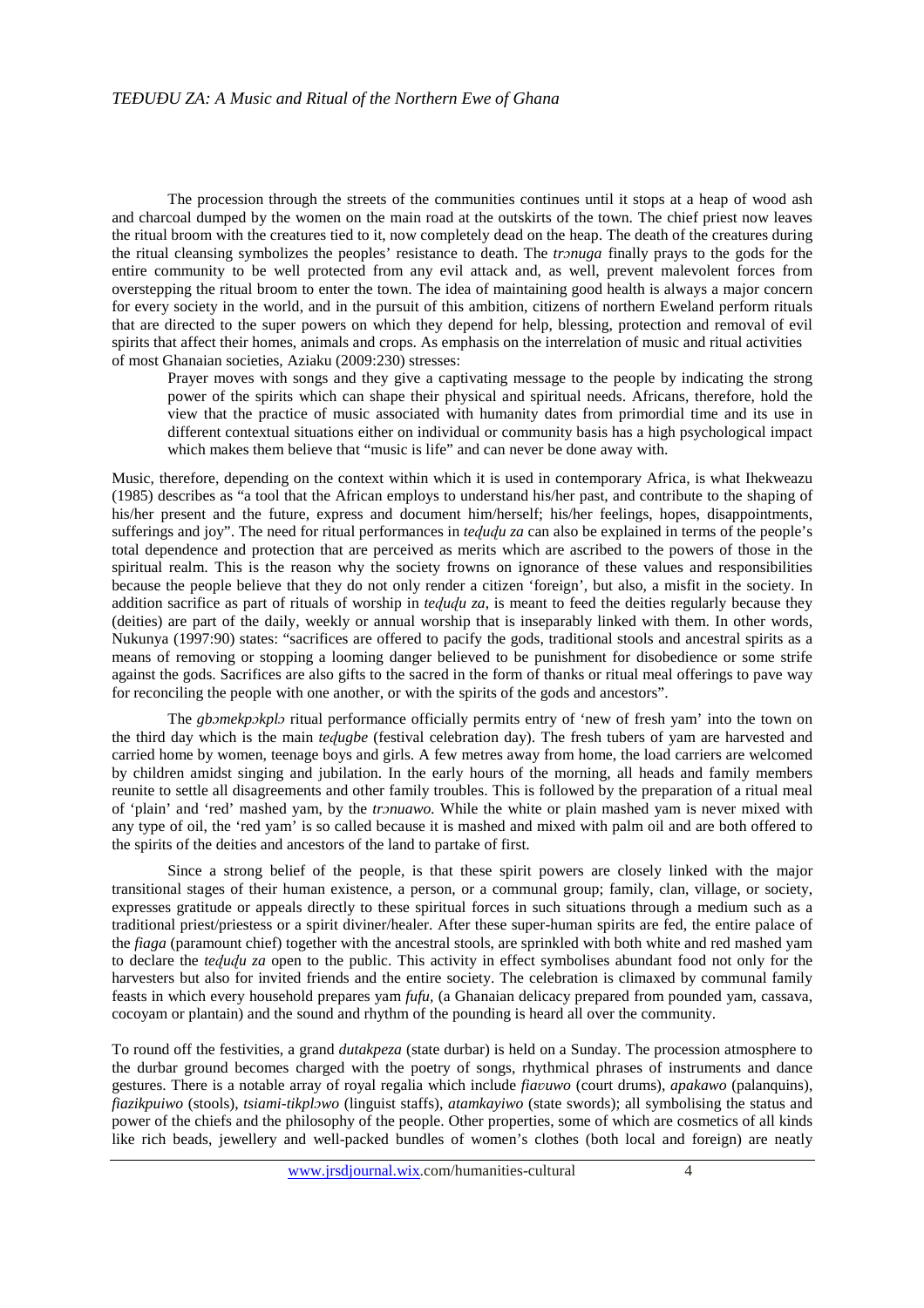The procession through the streets of the communities continues until it stops at a heap of wood ash and charcoal dumped by the women on the main road at the outskirts of the town. The chief priest now leaves the ritual broom with the creatures tied to it, now completely dead on the heap. The death of the creatures during the ritual cleansing symbolizes the peoples' resistance to death. The *trɔnuga* finally prays to the gods for the entire community to be well protected from any evil attack and, as well, prevent malevolent forces from overstepping the ritual broom to enter the town. The idea of maintaining good health is always a major concern for every society in the world, and in the pursuit of this ambition, citizens of northern Eweland perform rituals that are directed to the super powers on which they depend for help, blessing, protection and removal of evil spirits that affect their homes, animals and crops. As emphasis on the interrelation of music and ritual activities of most Ghanaian societies, Aziaku (2009:230) stresses:

> Prayer moves with songs and they give a captivating message to the people by indicating the strong power of the spirits which can shape their physical and spiritual needs. Africans, therefore, hold the view that the practice of music associated with humanity dates from primordial time and its use in different contextual situations either on individual or community basis has a high psychological impact which makes them believe that "music is life" and can never be done away with.

Music, therefore, depending on the context within which it is used in contemporary Africa, is what Ihekweazu (1985) describes as "a tool that the African employs to understand his/her past, and contribute to the shaping of his/her present and the future, express and document him/herself; his/her feelings, hopes, disappointments, sufferings and joy". The need for ritual performances in *teɖuɖu za* can also be explained in terms of the people's total dependence and protection that are perceived as merits which are ascribed to the powers of those in the spiritual realm. This is the reason why the society frowns on ignorance of these values and responsibilities because the people believe that they do not only render a citizen 'foreign', but also, a misfit in the society. In addition sacrifice as part of rituals of worship in *teɖuɖu za*, is meant to feed the deities regularly because they (deities) are part of the daily, weekly or annual worship that is inseparably linked with them. In other words, Nukunya (1997:90) states: "sacrifices are offered to pacify the gods, traditional stools and ancestral spirits as a means of removing or stopping a looming danger believed to be punishment for disobedience or some strife against the gods. Sacrifices are also gifts to the sacred in the form of thanks or ritual meal offerings to pave way for reconciling the people with one another, or with the spirits of the gods and ancestors".

The *gbɔmekpɔkplɔ* ritual performance officially permits entry of 'new of fresh yam' into the town on the third day which is the main *teɖugbe* (festival celebration day). The fresh tubers of yam are harvested and carried home by women, teenage boys and girls. A few metres away from home, the load carriers are welcomed by children amidst singing and jubilation. In the early hours of the morning, all heads and family members reunite to settle all disagreements and other family troubles. This is followed by the preparation of a ritual meal of 'plain' and 'red' mashed yam, by the *trɔnuawo.* While the white or plain mashed yam is never mixed with any type of oil, the 'red yam' is so called because it is mashed and mixed with palm oil and are both offered to the spirits of the deities and ancestors of the land to partake of first.

Since a strong belief of the people, is that these spirit powers are closely linked with the major transitional stages of their human existence, a person, or a communal group; family, clan, village, or society, expresses gratitude or appeals directly to these spiritual forces in such situations through a medium such as a traditional priest/priestess or a spirit diviner/healer. After these super-human spirits are fed, the entire palace of the *fiaga* (paramount chief) together with the ancestral stools, are sprinkled with both white and red mashed yam to declare the *teɖuɖu za* open to the public. This activity in effect symbolises abundant food not only for the harvesters but also for invited friends and the entire society. The celebration is climaxed by communal family feasts in which every household prepares yam *fufu,* (a Ghanaian delicacy prepared from pounded yam, cassava, cocoyam or plantain) and the sound and rhythm of the pounding is heard all over the community.

To round off the festivities, a grand *dutakpeza* (state durbar) is held on a Sunday. The procession atmosphere to the durbar ground becomes charged with the poetry of songs, rhythmical phrases of instruments and dance gestures. There is a notable array of royal regalia which include *fiaʋuwo* (court drums), *apakawo* (palanquins), *fiazikpuiwo* (stools), *tsiami-tikplɔwo* (linguist staffs), *atamkayiwo* (state swords); all symbolising the status and power of the chiefs and the philosophy of the people. Other properties, some of which are cosmetics of all kinds like rich beads, jewellery and well-packed bundles of women's clothes (both local and foreign) are neatly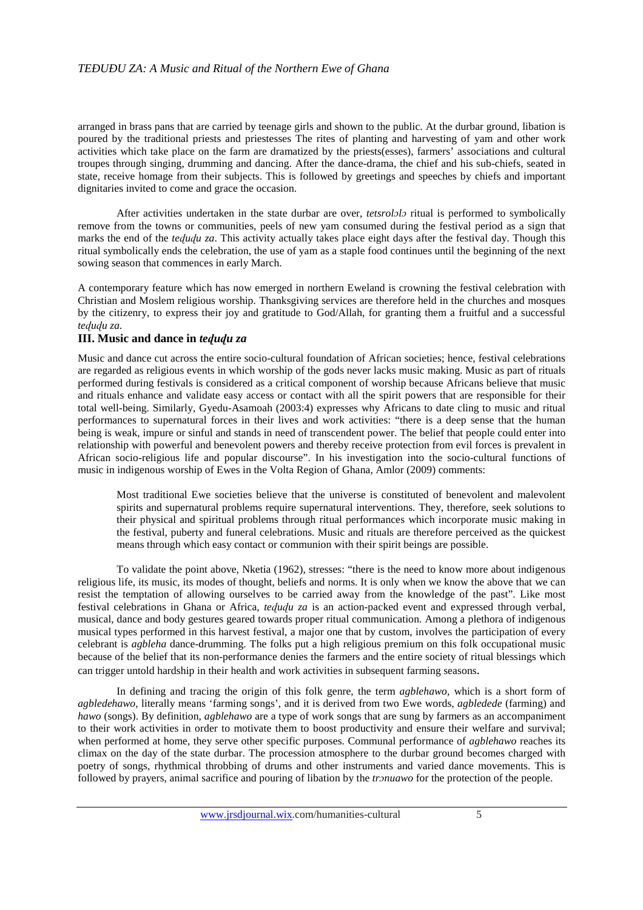arranged in brass pans that are carried by teenage girls and shown to the public. At the durbar ground, libation is poured by the traditional priests and priestesses The rites of planting and harvesting of yam and other work activities which take place on the farm are dramatized by the priests(esses), farmers' associations and cultural troupes through singing, drumming and dancing. After the dance-drama, the chief and his sub-chiefs, seated in state, receive homage from their subjects. This is followed by greetings and speeches by chiefs and important dignitaries invited to come and grace the occasion.

After activities undertaken in the state durbar are over, *tetsrolɔlɔ* ritual is performed to symbolically remove from the towns or communities, peels of new yam consumed during the festival period as a sign that marks the end of the *teɖuɖu za*. This activity actually takes place eight days after the festival day. Though this ritual symbolically ends the celebration, the use of yam as a staple food continues until the beginning of the next sowing season that commences in early March.

A contemporary feature which has now emerged in northern Eweland is crowning the festival celebration with Christian and Moslem religious worship. Thanksgiving services are therefore held in the churches and mosques by the citizenry, to express their joy and gratitude to God/Allah, for granting them a fruitful and a successful *teɖuɖu za*.

## III. Music and dance in *teɖuɖu za*

Music and dance cut across the entire socio-cultural foundation of African societies; hence, festival celebrations are regarded as religious events in which worship of the gods never lacks music making. Music as part of rituals performed during festivals is considered as a critical component of worship because Africans believe that music and rituals enhance and validate easy access or contact with all the spirit powers that are responsible for their total well-being. Similarly, Gyedu-Asamoah (2003:4) expresses why Africans to date cling to music and ritual performances to supernatural forces in their lives and work activities: "there is a deep sense that the human being is weak, impure or sinful and stands in need of transcendent power. The belief that people could enter into relationship with powerful and benevolent powers and thereby receive protection from evil forces is prevalent in African socio-religious life and popular discourse". In his investigation into the socio-cultural functions of music in indigenous worship of Ewes in the Volta Region of Ghana, Amlor (2009) comments:

> Most traditional Ewe societies believe that the universe is constituted of benevolent and malevolent spirits and supernatural problems require supernatural interventions. They, therefore, seek solutions to their physical and spiritual problems through ritual performances which incorporate music making in the festival, puberty and funeral celebrations. Music and rituals are therefore perceived as the quickest means through which easy contact or communion with their spirit beings are possible.

To validate the point above, Nketia (1962), stresses: "there is the need to know more about indigenous religious life, its music, its modes of thought, beliefs and norms. It is only when we know the above that we can resist the temptation of allowing ourselves to be carried away from the knowledge of the past". Like most festival celebrations in Ghana or Africa, *teɖuɖu za* is an action-packed event and expressed through verbal, musical, dance and body gestures geared towards proper ritual communication. Among a plethora of indigenous musical types performed in this harvest festival, a major one that by custom, involves the participation of every celebrant is *agbleha* dance-drumming. The folks put a high religious premium on this folk occupational music because of the belief that its non-performance denies the farmers and the entire society of ritual blessings which can trigger untold hardship in their health and work activities in subsequent farming seasons.

In defining and tracing the origin of this folk genre, the term *agblehawo*, which is a short form of *agbledehawo*, literally means 'farming songs', and it is derived from two Ewe words, *agbledede* (farming) and *hawo* (songs). By definition, *agblehawo* are a type of work songs that are sung by farmers as an accompaniment to their work activities in order to motivate them to boost productivity and ensure their welfare and survival; when performed at home, they serve other specific purposes. Communal performance of *agblehawo* reaches its climax on the day of the state durbar. The procession atmosphere to the durbar ground becomes charged with poetry of songs, rhythmical throbbing of drums and other instruments and varied dance movements. This is followed by prayers, animal sacrifice and pouring of libation by the *trɔnuawo* for the protection of the people.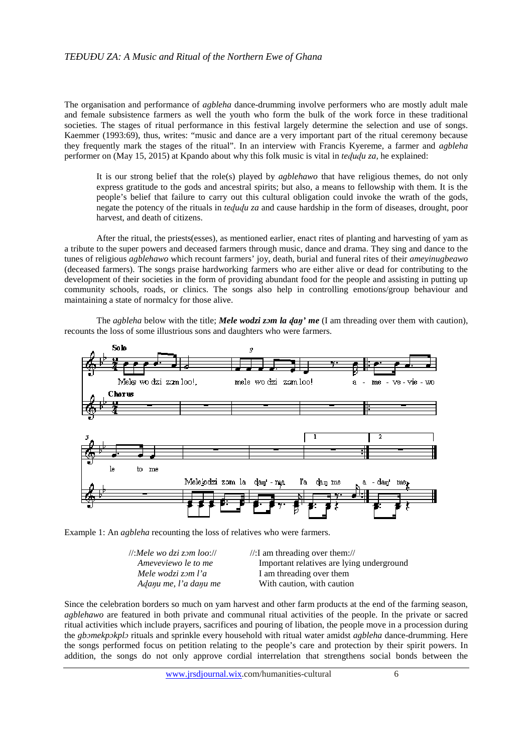The organisation and performance of *agbleha* dance-drumming involve performers who are mostly adult male and female subsistence farmers as well the youth who form the bulk of the work force in these traditional societies. The stages of ritual performance in this festival largely determine the selection and use of songs. Kaemmer (1993:69), thus, writes: "music and dance are a very important part of the ritual ceremony because they frequently mark the stages of the ritual". In an interview with Francis Kyereme, a farmer and *agbleha* performer on (May 15, 2015) at Kpando about why this folk music is vital in *teɖuɖu za,* he explained:

> It is our strong belief that the role(s) played by *agblehawo* that have religious themes, do not only express gratitude to the gods and ancestral spirits; but also, a means to fellowship with them. It is the people's belief that failure to carry out this cultural obligation could invoke the wrath of the gods, negate the potency of the rituals in *teɖuɖu za* and cause hardship in the form of diseases, drought, poor harvest, and death of citizens.

After the ritual, the priests(esses), as mentioned earlier, enact rites of planting and harvesting of yam as a tribute to the super powers and deceased farmers through music, dance and drama. They sing and dance to the tunes of religious *agblehawo* which recount farmers' joy, death, burial and funeral rites of their *ameyinugbeawo* (deceased farmers). The songs praise hardworking farmers who are either alive or dead for contributing to the development of their societies in the form of providing abundant food for the people and assisting in putting up community schools, roads, or clinics. The songs also help in controlling emotions/group behaviour and maintaining a state of normalcy for those alive.

The *agbleha* below with the title; ***Mele wodzi zɔm la ɖaŋ' me*** (I am threading over them with caution), recounts the loss of some illustrious sons and daughters who were farmers.

Example 1: An *agbleha* recounting the loss of relatives who were farmers.

| | |
|---|---|
| //:*Mele wo dzi zɔm loo*:// | //:I am threading over them:// |
| *Ameveviewo le to me* | Important relatives are lying underground |
| *Mele wodzi zɔm l'a* | I am threading over them |
| *Aɖaŋu me, l'a daŋu me* | With caution, with caution |

Since the celebration borders so much on yam harvest and other farm products at the end of the farming season, *agblehawo* are featured in both private and communal ritual activities of the people. In the private or sacred ritual activities which include prayers, sacrifices and pouring of libation, the people move in a procession during the *gbɔmekpɔkplɔ* rituals and sprinkle every household with ritual water amidst *agbleha* dance-drumming. Here the songs performed focus on petition relating to the people's care and protection by their spirit powers. In addition, the songs do not only approve cordial interrelation that strengthens social bonds between the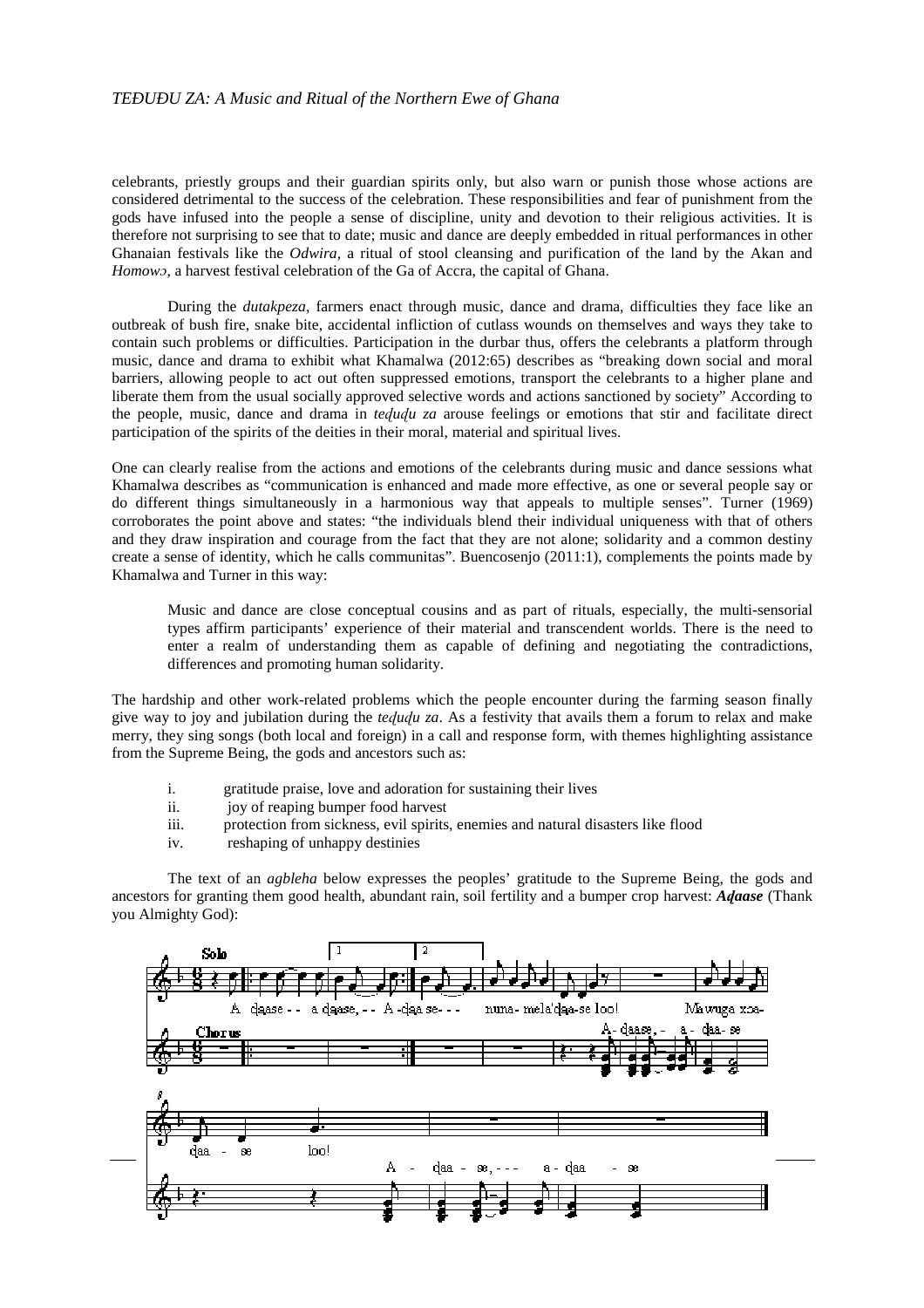celebrants, priestly groups and their guardian spirits only, but also warn or punish those whose actions are considered detrimental to the success of the celebration. These responsibilities and fear of punishment from the gods have infused into the people a sense of discipline, unity and devotion to their religious activities. It is therefore not surprising to see that to date; music and dance are deeply embedded in ritual performances in other Ghanaian festivals like the *Odwira*, a ritual of stool cleansing and purification of the land by the Akan and *Homowɔ*, a harvest festival celebration of the Ga of Accra, the capital of Ghana.

During the *dutakpeza*, farmers enact through music, dance and drama, difficulties they face like an outbreak of bush fire, snake bite, accidental infliction of cutlass wounds on themselves and ways they take to contain such problems or difficulties. Participation in the durbar thus, offers the celebrants a platform through music, dance and drama to exhibit what Khamalwa (2012:65) describes as "breaking down social and moral barriers, allowing people to act out often suppressed emotions, transport the celebrants to a higher plane and liberate them from the usual socially approved selective words and actions sanctioned by society" According to the people, music, dance and drama in *teɖuɖu za* arouse feelings or emotions that stir and facilitate direct participation of the spirits of the deities in their moral, material and spiritual lives.

One can clearly realise from the actions and emotions of the celebrants during music and dance sessions what Khamalwa describes as "communication is enhanced and made more effective, as one or several people say or do different things simultaneously in a harmonious way that appeals to multiple senses". Turner (1969) corroborates the point above and states: "the individuals blend their individual uniqueness with that of others and they draw inspiration and courage from the fact that they are not alone; solidarity and a common destiny create a sense of identity, which he calls communitas". Buencosenjo (2011:1), complements the points made by Khamalwa and Turner in this way:

> Music and dance are close conceptual cousins and as part of rituals, especially, the multi-sensorial types affirm participants' experience of their material and transcendent worlds. There is the need to enter a realm of understanding them as capable of defining and negotiating the contradictions, differences and promoting human solidarity.

The hardship and other work-related problems which the people encounter during the farming season finally give way to joy and jubilation during the *teɖuɖu za*. As a festivity that avails them a forum to relax and make merry, they sing songs (both local and foreign) in a call and response form, with themes highlighting assistance from the Supreme Being, the gods and ancestors such as:

i. gratitude praise, love and adoration for sustaining their lives
ii. joy of reaping bumper food harvest
iii. protection from sickness, evil spirits, enemies and natural disasters like flood
iv. reshaping of unhappy destinies

The text of an *agbleha* below expresses the peoples' gratitude to the Supreme Being, the gods and ancestors for granting them good health, abundant rain, soil fertility and a bumper crop harvest: ***Aɖaase*** (Thank you Almighty God):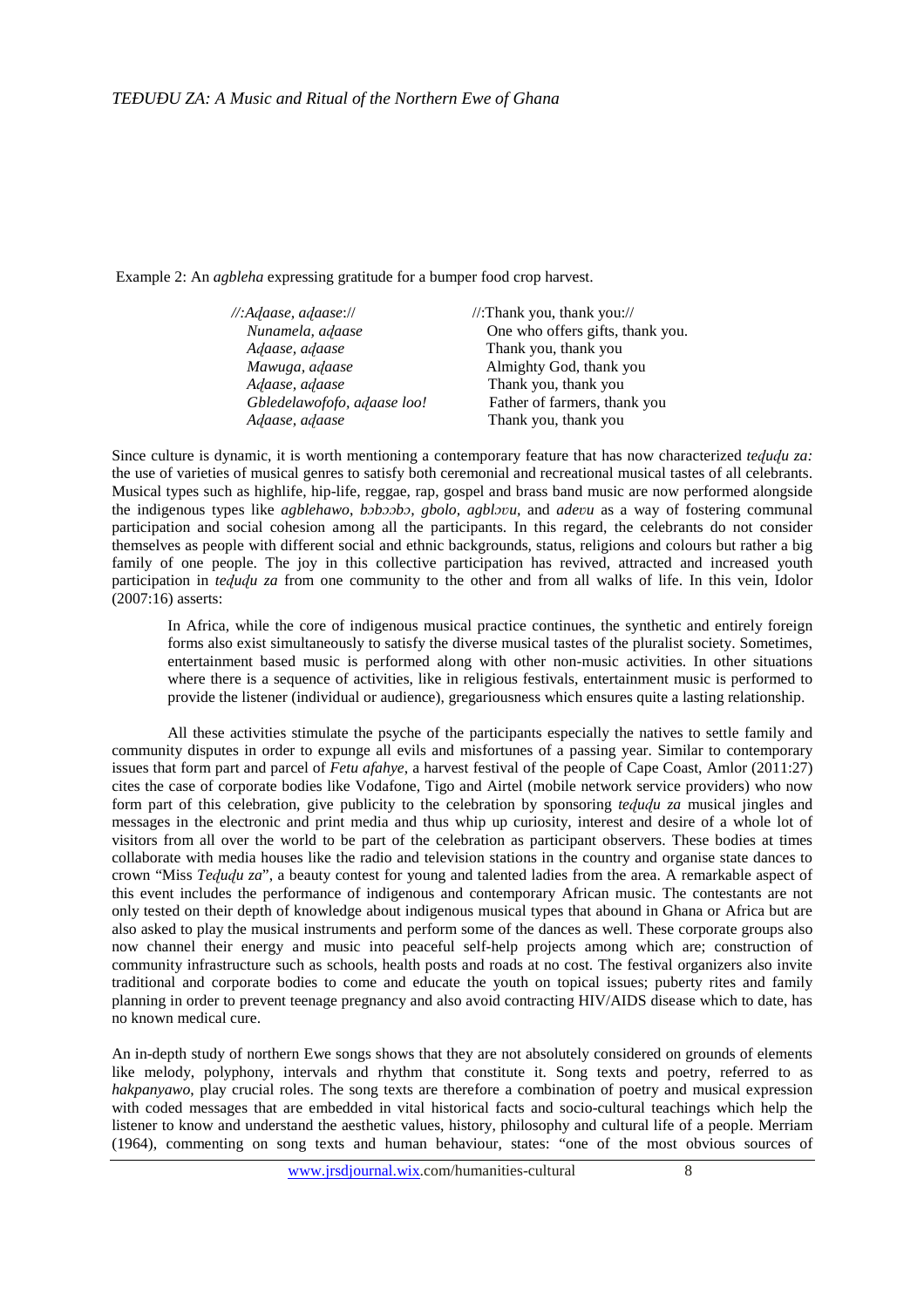Example 2: An *agbleha* expressing gratitude for a bumper food crop harvest.

| | |
|---|---|
| *//:Aɖaase, aɖaase://* | //:Thank you, thank you:// |
| *Nunamela, aɖaase* | One who offers gifts, thank you. |
| *Aɖaase, aɖaase* | Thank you, thank you |
| *Mawuga, aɖaase* | Almighty God, thank you |
| *Aɖaase, aɖaase* | Thank you, thank you |
| *Gbledelawofofo, aɖaase loo!* | Father of farmers, thank you |
| *Aɖaase, aɖaase* | Thank you, thank you |

Since culture is dynamic, it is worth mentioning a contemporary feature that has now characterized *teɖuɖu za:* the use of varieties of musical genres to satisfy both ceremonial and recreational musical tastes of all celebrants. Musical types such as highlife, hip-life, reggae, rap, gospel and brass band music are now performed alongside the indigenous types like *agblehawo*, *bɔbɔɔbɔ, gbolo, agblɔʋu,* and *adeʋu* as a way of fostering communal participation and social cohesion among all the participants. In this regard, the celebrants do not consider themselves as people with different social and ethnic backgrounds, status, religions and colours but rather a big family of one people. The joy in this collective participation has revived, attracted and increased youth participation in *teɖuɖu za* from one community to the other and from all walks of life. In this vein, Idolor (2007:16) asserts:

> In Africa, while the core of indigenous musical practice continues, the synthetic and entirely foreign forms also exist simultaneously to satisfy the diverse musical tastes of the pluralist society. Sometimes, entertainment based music is performed along with other non-music activities. In other situations where there is a sequence of activities, like in religious festivals, entertainment music is performed to provide the listener (individual or audience), gregariousness which ensures quite a lasting relationship.

All these activities stimulate the psyche of the participants especially the natives to settle family and community disputes in order to expunge all evils and misfortunes of a passing year. Similar to contemporary issues that form part and parcel of *Fetu afahye*, a harvest festival of the people of Cape Coast, Amlor (2011:27) cites the case of corporate bodies like Vodafone, Tigo and Airtel (mobile network service providers) who now form part of this celebration, give publicity to the celebration by sponsoring *teɖuɖu za* musical jingles and messages in the electronic and print media and thus whip up curiosity, interest and desire of a whole lot of visitors from all over the world to be part of the celebration as participant observers. These bodies at times collaborate with media houses like the radio and television stations in the country and organise state dances to crown "Miss *Teɖuɖu za*", a beauty contest for young and talented ladies from the area. A remarkable aspect of this event includes the performance of indigenous and contemporary African music. The contestants are not only tested on their depth of knowledge about indigenous musical types that abound in Ghana or Africa but are also asked to play the musical instruments and perform some of the dances as well. These corporate groups also now channel their energy and music into peaceful self-help projects among which are; construction of community infrastructure such as schools, health posts and roads at no cost. The festival organizers also invite traditional and corporate bodies to come and educate the youth on topical issues; puberty rites and family planning in order to prevent teenage pregnancy and also avoid contracting HIV/AIDS disease which to date, has no known medical cure.

An in-depth study of northern Ewe songs shows that they are not absolutely considered on grounds of elements like melody, polyphony, intervals and rhythm that constitute it. Song texts and poetry, referred to as *hakpanyawo*, play crucial roles. The song texts are therefore a combination of poetry and musical expression with coded messages that are embedded in vital historical facts and socio-cultural teachings which help the listener to know and understand the aesthetic values, history, philosophy and cultural life of a people. Merriam (1964), commenting on song texts and human behaviour, states: "one of the most obvious sources of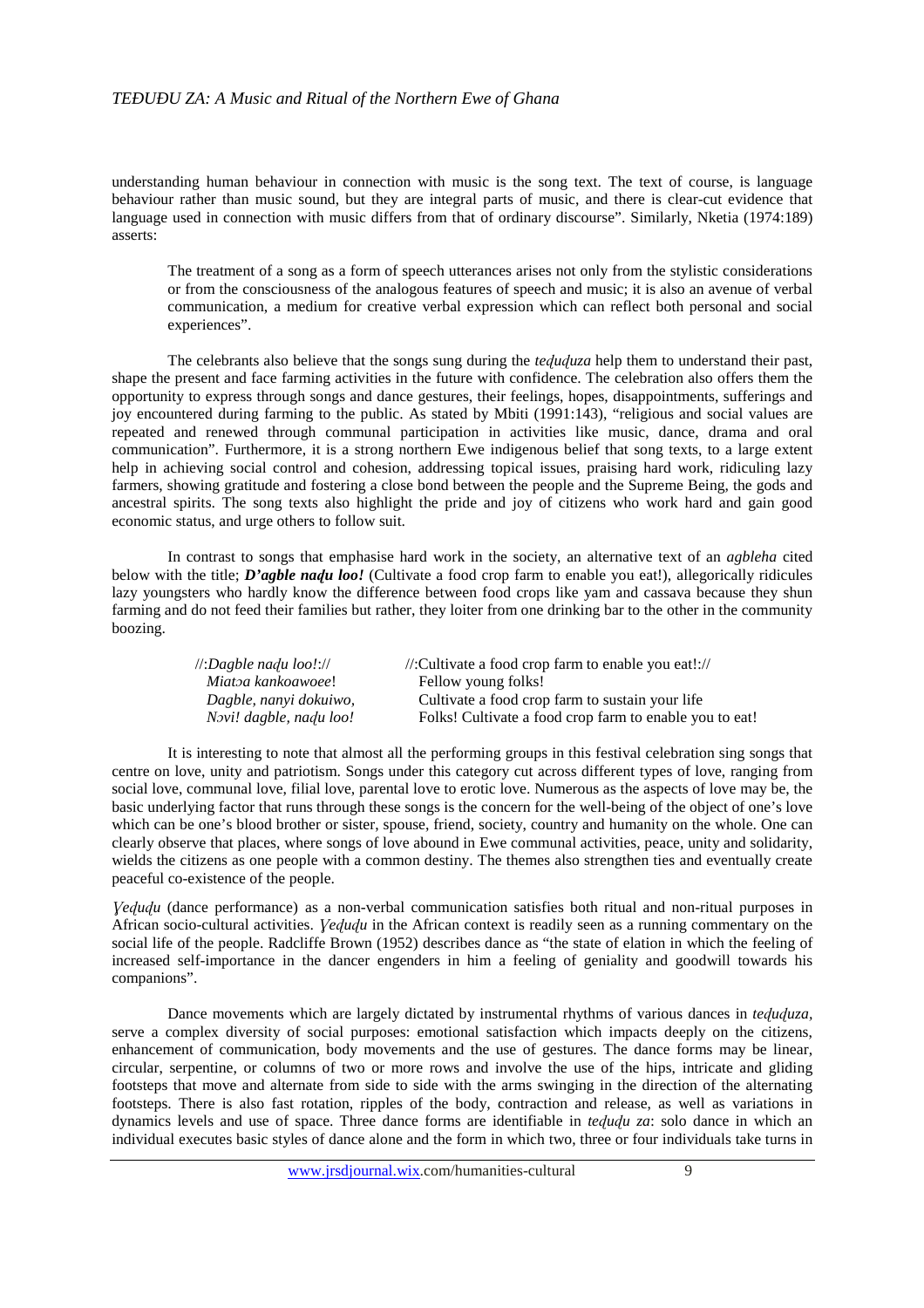understanding human behaviour in connection with music is the song text. The text of course, is language behaviour rather than music sound, but they are integral parts of music, and there is clear-cut evidence that language used in connection with music differs from that of ordinary discourse". Similarly, Nketia (1974:189) asserts:

> The treatment of a song as a form of speech utterances arises not only from the stylistic considerations or from the consciousness of the analogous features of speech and music; it is also an avenue of verbal communication, a medium for creative verbal expression which can reflect both personal and social experiences".

The celebrants also believe that the songs sung during the *teɖuɖuza* help them to understand their past, shape the present and face farming activities in the future with confidence. The celebration also offers them the opportunity to express through songs and dance gestures, their feelings, hopes, disappointments, sufferings and joy encountered during farming to the public. As stated by Mbiti (1991:143), "religious and social values are repeated and renewed through communal participation in activities like music, dance, drama and oral communication". Furthermore, it is a strong northern Ewe indigenous belief that song texts, to a large extent help in achieving social control and cohesion, addressing topical issues, praising hard work, ridiculing lazy farmers, showing gratitude and fostering a close bond between the people and the Supreme Being, the gods and ancestral spirits. The song texts also highlight the pride and joy of citizens who work hard and gain good economic status, and urge others to follow suit.

In contrast to songs that emphasise hard work in the society, an alternative text of an *agbleha* cited below with the title; ***D'agble naɖu loo!*** (Cultivate a food crop farm to enable you eat!), allegorically ridicules lazy youngsters who hardly know the difference between food crops like yam and cassava because they shun farming and do not feed their families but rather, they loiter from one drinking bar to the other in the community boozing.

| | |
|---|---|
| //:*Dagble naɖu loo!*:// | //:Cultivate a food crop farm to enable you eat!:// |
| *Miatɔa kankoawoee*! | Fellow young folks! |
| *Dagble, nanyi dokuiwo,* | Cultivate a food crop farm to sustain your life |
| *Nɔvi! dagble, naɖu loo!* | Folks! Cultivate a food crop farm to enable you to eat! |

It is interesting to note that almost all the performing groups in this festival celebration sing songs that centre on love, unity and patriotism. Songs under this category cut across different types of love, ranging from social love, communal love, filial love, parental love to erotic love. Numerous as the aspects of love may be, the basic underlying factor that runs through these songs is the concern for the well-being of the object of one's love which can be one's blood brother or sister, spouse, friend, society, country and humanity on the whole. One can clearly observe that places, where songs of love abound in Ewe communal activities, peace, unity and solidarity, wields the citizens as one people with a common destiny. The themes also strengthen ties and eventually create peaceful co-existence of the people.

*Ɣeɖuɖu* (dance performance) as a non-verbal communication satisfies both ritual and non-ritual purposes in African socio-cultural activities. *Ɣeɖuɖu* in the African context is readily seen as a running commentary on the social life of the people. Radcliffe Brown (1952) describes dance as "the state of elation in which the feeling of increased self-importance in the dancer engenders in him a feeling of geniality and goodwill towards his companions".

Dance movements which are largely dictated by instrumental rhythms of various dances in *teɖuɖuza*, serve a complex diversity of social purposes: emotional satisfaction which impacts deeply on the citizens, enhancement of communication, body movements and the use of gestures. The dance forms may be linear, circular, serpentine, or columns of two or more rows and involve the use of the hips, intricate and gliding footsteps that move and alternate from side to side with the arms swinging in the direction of the alternating footsteps. There is also fast rotation, ripples of the body, contraction and release, as well as variations in dynamics levels and use of space. Three dance forms are identifiable in *teɖuɖu za*: solo dance in which an individual executes basic styles of dance alone and the form in which two, three or four individuals take turns in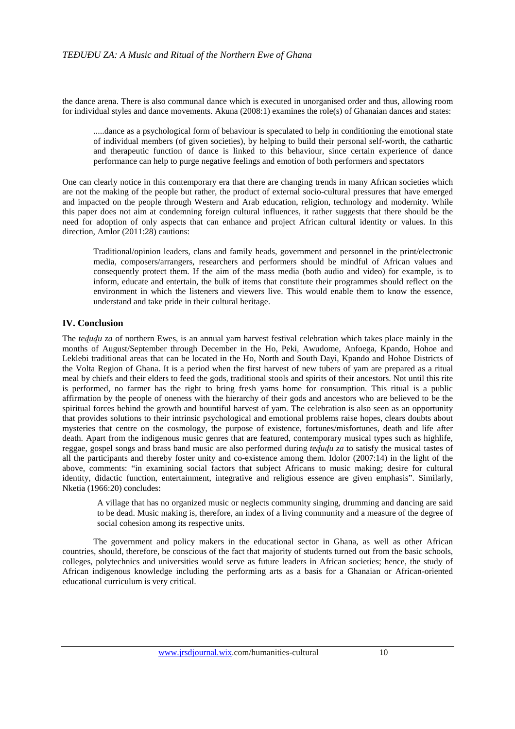the dance arena. There is also communal dance which is executed in unorganised order and thus, allowing room for individual styles and dance movements. Akuna (2008:1) examines the role(s) of Ghanaian dances and states:

> .....dance as a psychological form of behaviour is speculated to help in conditioning the emotional state of individual members (of given societies), by helping to build their personal self-worth, the cathartic and therapeutic function of dance is linked to this behaviour, since certain experience of dance performance can help to purge negative feelings and emotion of both performers and spectators

One can clearly notice in this contemporary era that there are changing trends in many African societies which are not the making of the people but rather, the product of external socio-cultural pressures that have emerged and impacted on the people through Western and Arab education, religion, technology and modernity. While this paper does not aim at condemning foreign cultural influences, it rather suggests that there should be the need for adoption of only aspects that can enhance and project African cultural identity or values. In this direction, Amlor (2011:28) cautions:

> Traditional/opinion leaders, clans and family heads, government and personnel in the print/electronic media, composers/arrangers, researchers and performers should be mindful of African values and consequently protect them. If the aim of the mass media (both audio and video) for example, is to inform, educate and entertain, the bulk of items that constitute their programmes should reflect on the environment in which the listeners and viewers live. This would enable them to know the essence, understand and take pride in their cultural heritage.

## IV. Conclusion

The *teḍuḍu za* of northern Ewes, is an annual yam harvest festival celebration which takes place mainly in the months of August/September through December in the Ho, Peki, Awudome, Anfoega, Kpando, Hohoe and Leklebi traditional areas that can be located in the Ho, North and South Dayi, Kpando and Hohoe Districts of the Volta Region of Ghana. It is a period when the first harvest of new tubers of yam are prepared as a ritual meal by chiefs and their elders to feed the gods, traditional stools and spirits of their ancestors. Not until this rite is performed, no farmer has the right to bring fresh yams home for consumption. This ritual is a public affirmation by the people of oneness with the hierarchy of their gods and ancestors who are believed to be the spiritual forces behind the growth and bountiful harvest of yam. The celebration is also seen as an opportunity that provides solutions to their intrinsic psychological and emotional problems raise hopes, clears doubts about mysteries that centre on the cosmology, the purpose of existence, fortunes/misfortunes, death and life after death. Apart from the indigenous music genres that are featured, contemporary musical types such as highlife, reggae, gospel songs and brass band music are also performed during *teḍuḍu za* to satisfy the musical tastes of all the participants and thereby foster unity and co-existence among them. Idolor (2007:14) in the light of the above, comments: "in examining social factors that subject Africans to music making; desire for cultural identity, didactic function, entertainment, integrative and religious essence are given emphasis". Similarly, Nketia (1966:20) concludes:

> A village that has no organized music or neglects community singing, drumming and dancing are said to be dead. Music making is, therefore, an index of a living community and a measure of the degree of social cohesion among its respective units.

The government and policy makers in the educational sector in Ghana, as well as other African countries, should, therefore, be conscious of the fact that majority of students turned out from the basic schools, colleges, polytechnics and universities would serve as future leaders in African societies; hence, the study of African indigenous knowledge including the performing arts as a basis for a Ghanaian or African-oriented educational curriculum is very critical.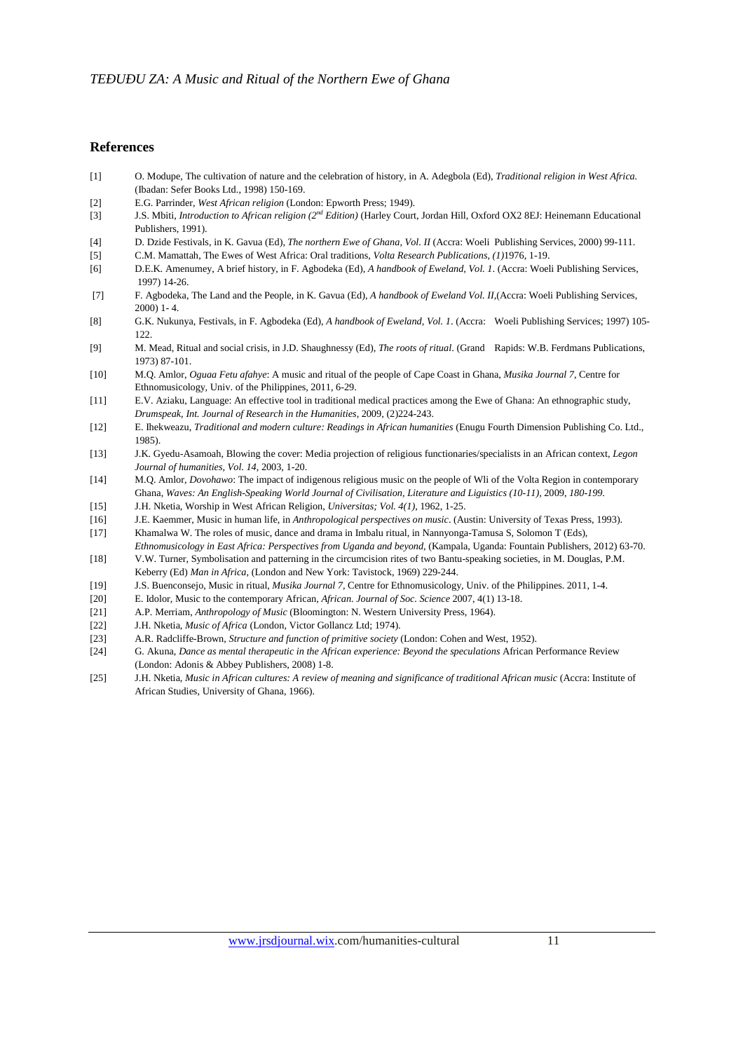## References

[1] O. Modupe, The cultivation of nature and the celebration of history, in A. Adegbola (Ed), *Traditional religion in West Africa.* (Ibadan: Sefer Books Ltd., 1998) 150-169.

[2] E.G. Parrinder, *West African religion* (London: Epworth Press; 1949).

[3] J.S. Mbiti, *Introduction to African religion (2nd Edition)* (Harley Court, Jordan Hill, Oxford OX2 8EJ: Heinemann Educational Publishers, 1991).

[4] D. Dzide Festivals, in K. Gavua (Ed), *The northern Ewe of Ghana, Vol. II* (Accra: Woeli Publishing Services, 2000) 99-111.

[5] C.M. Mamattah, The Ewes of West Africa: Oral traditions, *Volta Research Publications, (1)*1976, 1-19.

[6] D.E.K. Amenumey, A brief history, in F. Agbodeka (Ed), *A handbook of Eweland, Vol. 1.* (Accra: Woeli Publishing Services, 1997) 14-26.

[7] F. Agbodeka, The Land and the People, in K. Gavua (Ed), *A handbook of Eweland Vol. II*,(Accra: Woeli Publishing Services, 2000) 1- 4.

[8] G.K. Nukunya, Festivals, in F. Agbodeka (Ed), *A handbook of Eweland, Vol. 1.* (Accra: Woeli Publishing Services; 1997) 105-122.

[9] M. Mead, Ritual and social crisis, in J.D. Shaughnessy (Ed), *The roots of ritual*. (Grand Rapids: W.B. Ferdmans Publications, 1973) 87-101.

[10] M.Q. Amlor, *Oguaa Fetu afahye*: A music and ritual of the people of Cape Coast in Ghana, *Musika Journal 7*, Centre for Ethnomusicology, Univ. of the Philippines, 2011, 6-29.

[11] E.V. Aziaku, Language: An effective tool in traditional medical practices among the Ewe of Ghana: An ethnographic study, *Drumspeak, Int. Journal of Research in the Humanities*, 2009, (2)224-243.

[12] E. Ihekweazu, *Traditional and modern culture: Readings in African humanities* (Enugu Fourth Dimension Publishing Co. Ltd., 1985).

[13] J.K. Gyedu-Asamoah, Blowing the cover: Media projection of religious functionaries/specialists in an African context, *Legon Journal of humanities, Vol. 14*, 2003, 1-20.

[14] M.Q. Amlor, *Dovohawo*: The impact of indigenous religious music on the people of Wli of the Volta Region in contemporary Ghana, *Waves: An English-Speaking World Journal of Civilisation, Literature and Liguistics (10-11)*, 2009, *180-199.*

[15] J.H. Nketia, Worship in West African Religion, *Universitas; Vol. 4(1)*, 1962, 1-25.

[16] J.E. Kaemmer, Music in human life, in *Anthropological perspectives on music*. (Austin: University of Texas Press, 1993).

[17] Khamalwa W. The roles of music, dance and drama in Imbalu ritual, in Nannyonga-Tamusa S, Solomon T (Eds), *Ethnomusicology in East Africa: Perspectives from Uganda and beyond*, (Kampala, Uganda: Fountain Publishers, 2012) 63-70.

[18] V.W. Turner, Symbolisation and patterning in the circumcision rites of two Bantu-speaking societies, in M. Douglas, P.M. Keberry (Ed) *Man in Africa*, (London and New York: Tavistock, 1969) 229-244.

[19] J.S. Buenconsejo, Music in ritual, *Musika Journal 7*, Centre for Ethnomusicology, Univ. of the Philippines. 2011, 1-4.

[20] E. Idolor, Music to the contemporary African, *African. Journal of Soc. Science* 2007, 4(1) 13-18.

[21] A.P. Merriam, *Anthropology of Music* (Bloomington: N. Western University Press, 1964).

[22] J.H. Nketia, *Music of Africa* (London, Victor Gollancz Ltd; 1974).

[23] A.R. Radcliffe-Brown, *Structure and function of primitive society* (London: Cohen and West, 1952).

[24] G. Akuna, *Dance as mental therapeutic in the African experience: Beyond the speculations* African Performance Review (London: Adonis & Abbey Publishers, 2008) 1-8.

[25] J.H. Nketia, *Music in African cultures: A review of meaning and significance of traditional African music* (Accra: Institute of African Studies, University of Ghana, 1966).